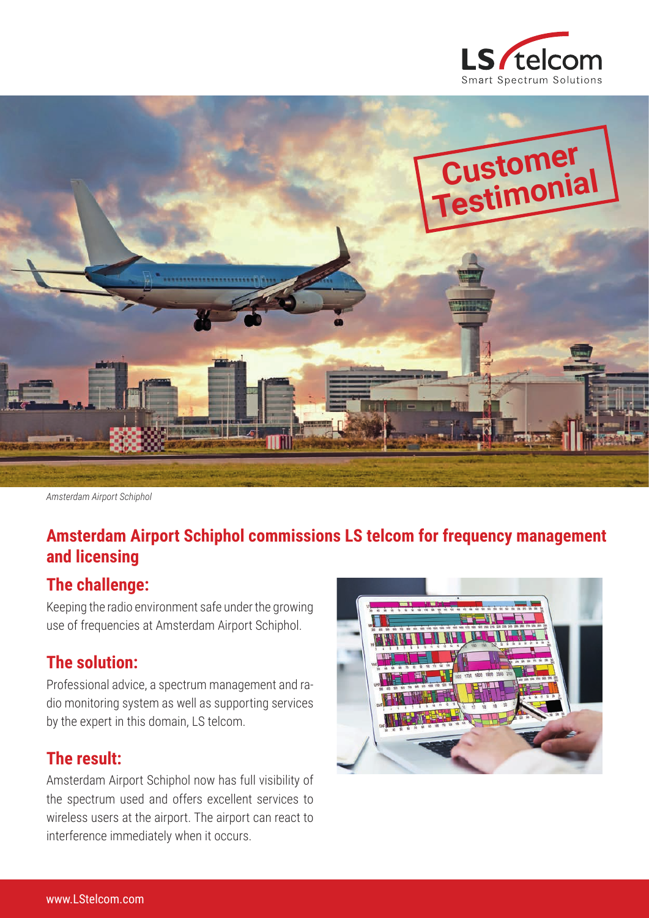Customer Testimonial

*Amsterdam Airport Schiphol*

## Amsterdam Airport Schiphol commissions LS telcom for frequency management and licensing

### The challenge:

Keeping the radio environment safe under the growing use of frequencies at Amsterdam Airport Schiphol.

### The solution:

Professional advice, a spectrum management and radio monitoring system as well as supporting services by the expert in this domain, LS telcom.

### The result:

Amsterdam Airport Schiphol now has full visibility of the spectrum used and offers excellent services to wireless users at the airport. The airport can react to interference immediately when it occurs.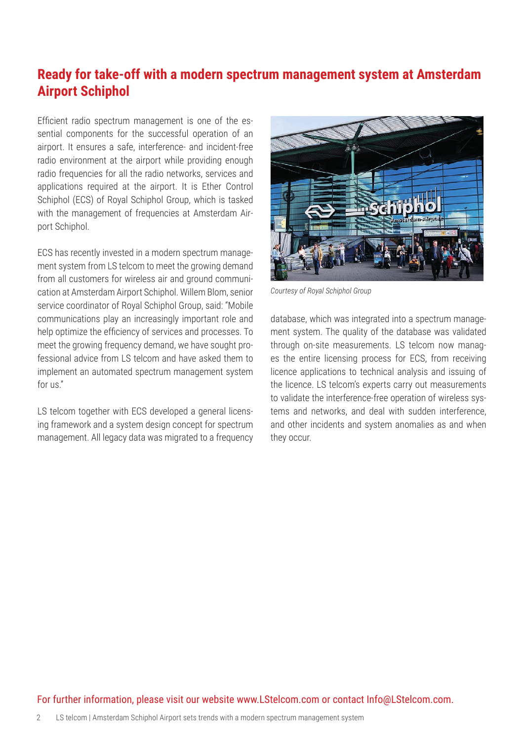## Ready for take-off with a modern spectrum management system at Amsterdam Airport Schiphol

Efficient radio spectrum management is one of the essential components for the successful operation of an airport. It ensures a safe, interference- and incident-free radio environment at the airport while providing enough radio frequencies for all the radio networks, services and applications required at the airport. It is Ether Control Schiphol (ECS) of Royal Schiphol Group, which is tasked with the management of frequencies at Amsterdam Airport Schiphol.

ECS has recently invested in a modern spectrum management system from LS telcom to meet the growing demand from all customers for wireless air and ground communication at Amsterdam Airport Schiphol. Willem Blom, senior service coordinator of Royal Schiphol Group, said: "Mobile communications play an increasingly important role and help optimize the efficiency of services and processes. To meet the growing frequency demand, we have sought professional advice from LS telcom and have asked them to implement an automated spectrum management system for us."

LS telcom together with ECS developed a general licensing framework and a system design concept for spectrum management. All legacy data was migrated to a frequency database, which was integrated into a spectrum management system. The quality of the database was validated through on-site measurements. LS telcom now manages the entire licensing process for ECS, from receiving licence applications to technical analysis and issuing of the licence. LS telcom's experts carry out measurements to validate the interference-free operation of wireless systems and networks, and deal with sudden interference, and other incidents and system anomalies as and when they occur.

*Courtesy of Royal Schiphol Group*

For further information, please visit our website www.LStelcom.com or contact Info@LStelcom.com.